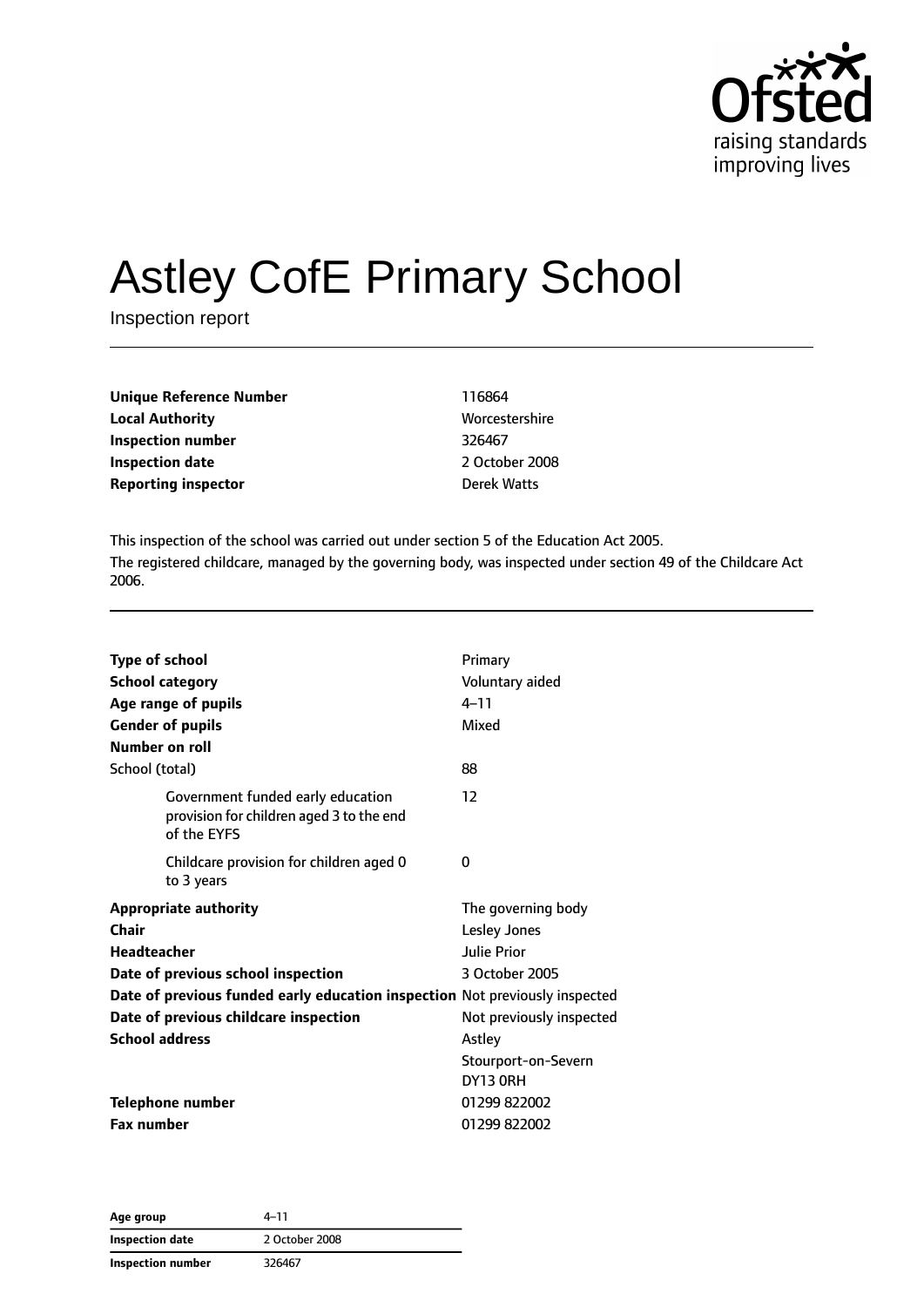# Astley CofE Primary School

Inspection report

| | |
|---|---|
| **Unique Reference Number** | 116864 |
| **Local Authority** | Worcestershire |
| **Inspection number** | 326467 |
| **Inspection date** | 2 October 2008 |
| **Reporting inspector** | Derek Watts |

This inspection of the school was carried out under section 5 of the Education Act 2005.

The registered childcare, managed by the governing body, was inspected under section 49 of the Childcare Act 2006.

| | |
|---|---|
| **Type of school** | Primary |
| **School category** | Voluntary aided |
| **Age range of pupils** | 4–11 |
| **Gender of pupils** | Mixed |
| **Number on roll** | |
| School (total) | 88 |
| Government funded early education provision for children aged 3 to the end of the EYFS | 12 |
| Childcare provision for children aged 0 to 3 years | 0 |
| **Appropriate authority** | The governing body |
| **Chair** | Lesley Jones |
| **Headteacher** | Julie Prior |
| **Date of previous school inspection** | 3 October 2005 |
| **Date of previous funded early education inspection** | Not previously inspected |
| **Date of previous childcare inspection** | Not previously inspected |
| **School address** | Astley<br>Stourport-on-Severn<br>DY13 0RH |
| **Telephone number** | 01299 822002 |
| **Fax number** | 01299 822002 |

| | |
|---|---|
| **Age group** | 4–11 |
| **Inspection date** | 2 October 2008 |
| **Inspection number** | 326467 |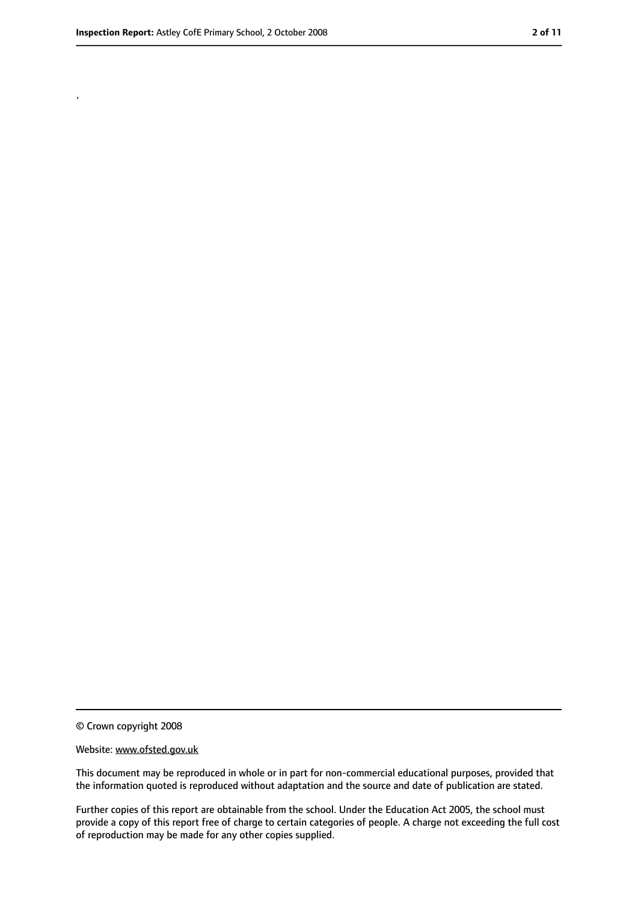.

© Crown copyright 2008

Website: www.ofsted.gov.uk

This document may be reproduced in whole or in part for non-commercial educational purposes, provided that the information quoted is reproduced without adaptation and the source and date of publication are stated.

Further copies of this report are obtainable from the school. Under the Education Act 2005, the school must provide a copy of this report free of charge to certain categories of people. A charge not exceeding the full cost of reproduction may be made for any other copies supplied.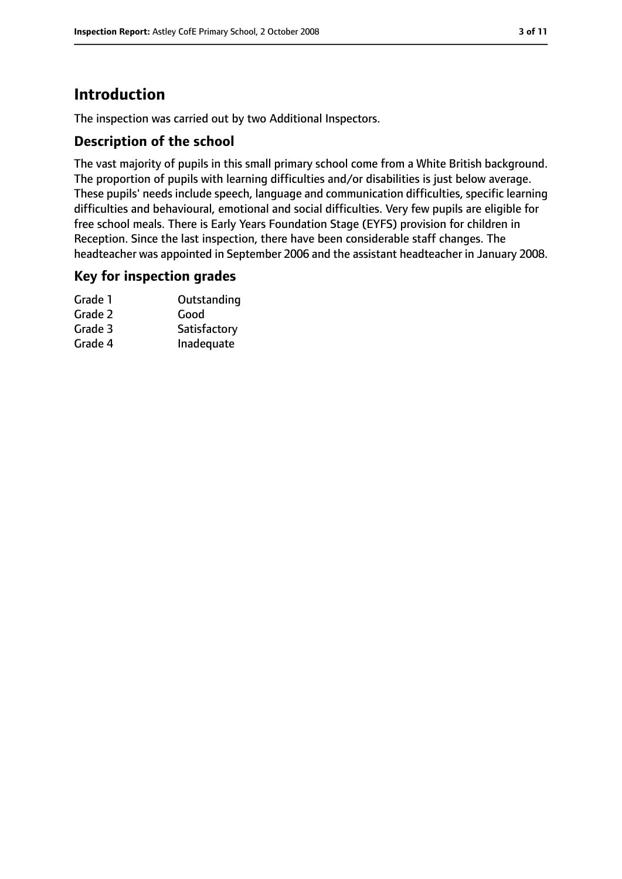# Introduction

The inspection was carried out by two Additional Inspectors.

## Description of the school

The vast majority of pupils in this small primary school come from a White British background. The proportion of pupils with learning difficulties and/or disabilities is just below average. These pupils' needs include speech, language and communication difficulties, specific learning difficulties and behavioural, emotional and social difficulties. Very few pupils are eligible for free school meals. There is Early Years Foundation Stage (EYFS) provision for children in Reception. Since the last inspection, there have been considerable staff changes. The headteacher was appointed in September 2006 and the assistant headteacher in January 2008.

## Key for inspection grades

| | |
|---|---|
| Grade 1 | Outstanding |
| Grade 2 | Good |
| Grade 3 | Satisfactory |
| Grade 4 | Inadequate |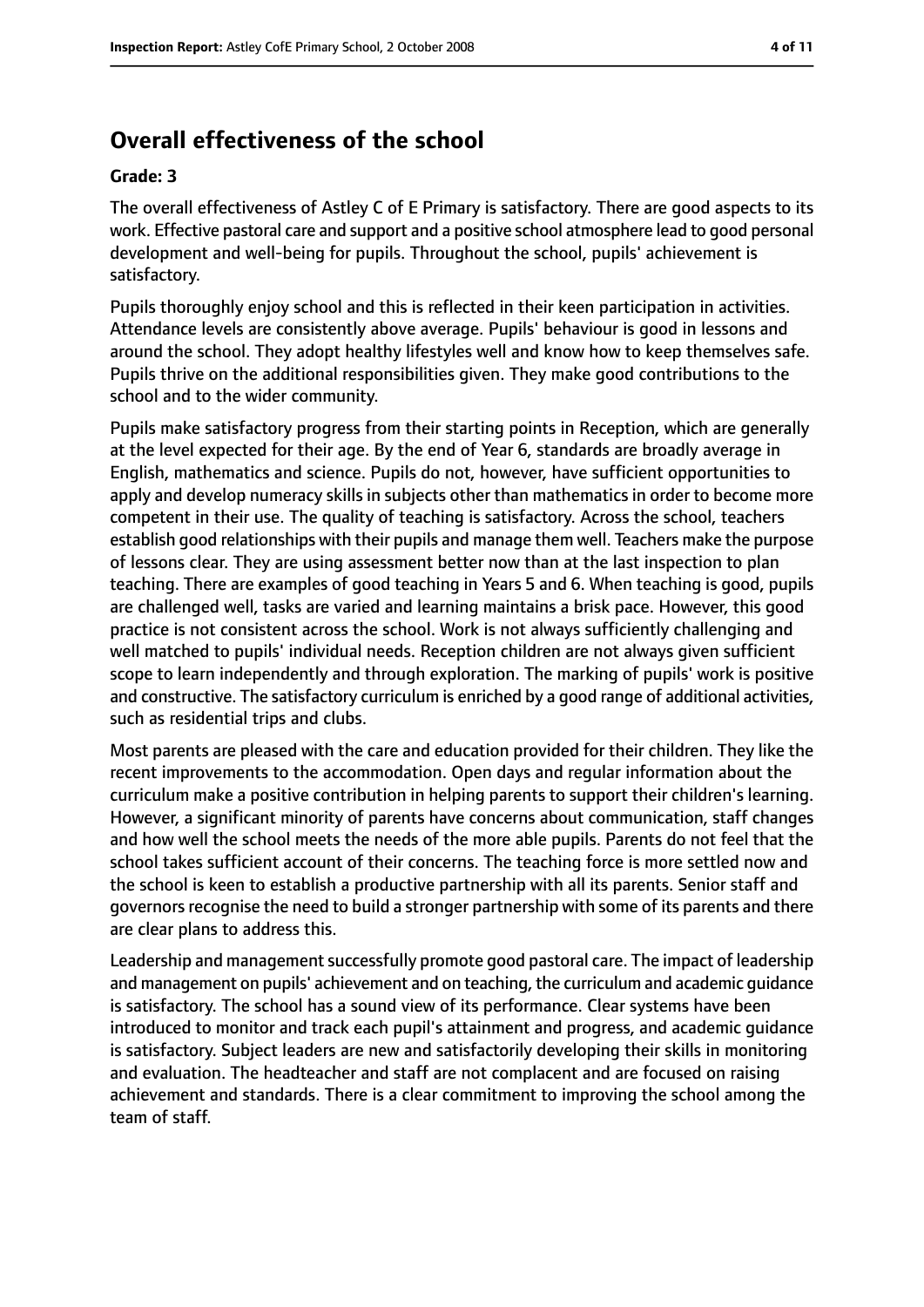## Overall effectiveness of the school

**Grade: 3**

The overall effectiveness of Astley C of E Primary is satisfactory. There are good aspects to its work. Effective pastoral care and support and a positive school atmosphere lead to good personal development and well-being for pupils. Throughout the school, pupils' achievement is satisfactory.

Pupils thoroughly enjoy school and this is reflected in their keen participation in activities. Attendance levels are consistently above average. Pupils' behaviour is good in lessons and around the school. They adopt healthy lifestyles well and know how to keep themselves safe. Pupils thrive on the additional responsibilities given. They make good contributions to the school and to the wider community.

Pupils make satisfactory progress from their starting points in Reception, which are generally at the level expected for their age. By the end of Year 6, standards are broadly average in English, mathematics and science. Pupils do not, however, have sufficient opportunities to apply and develop numeracy skills in subjects other than mathematics in order to become more competent in their use. The quality of teaching is satisfactory. Across the school, teachers establish good relationships with their pupils and manage them well. Teachers make the purpose of lessons clear. They are using assessment better now than at the last inspection to plan teaching. There are examples of good teaching in Years 5 and 6. When teaching is good, pupils are challenged well, tasks are varied and learning maintains a brisk pace. However, this good practice is not consistent across the school. Work is not always sufficiently challenging and well matched to pupils' individual needs. Reception children are not always given sufficient scope to learn independently and through exploration. The marking of pupils' work is positive and constructive. The satisfactory curriculum is enriched by a good range of additional activities, such as residential trips and clubs.

Most parents are pleased with the care and education provided for their children. They like the recent improvements to the accommodation. Open days and regular information about the curriculum make a positive contribution in helping parents to support their children's learning. However, a significant minority of parents have concerns about communication, staff changes and how well the school meets the needs of the more able pupils. Parents do not feel that the school takes sufficient account of their concerns. The teaching force is more settled now and the school is keen to establish a productive partnership with all its parents. Senior staff and governors recognise the need to build a stronger partnership with some of its parents and there are clear plans to address this.

Leadership and management successfully promote good pastoral care. The impact of leadership and management on pupils' achievement and on teaching, the curriculum and academic guidance is satisfactory. The school has a sound view of its performance. Clear systems have been introduced to monitor and track each pupil's attainment and progress, and academic guidance is satisfactory. Subject leaders are new and satisfactorily developing their skills in monitoring and evaluation. The headteacher and staff are not complacent and are focused on raising achievement and standards. There is a clear commitment to improving the school among the team of staff.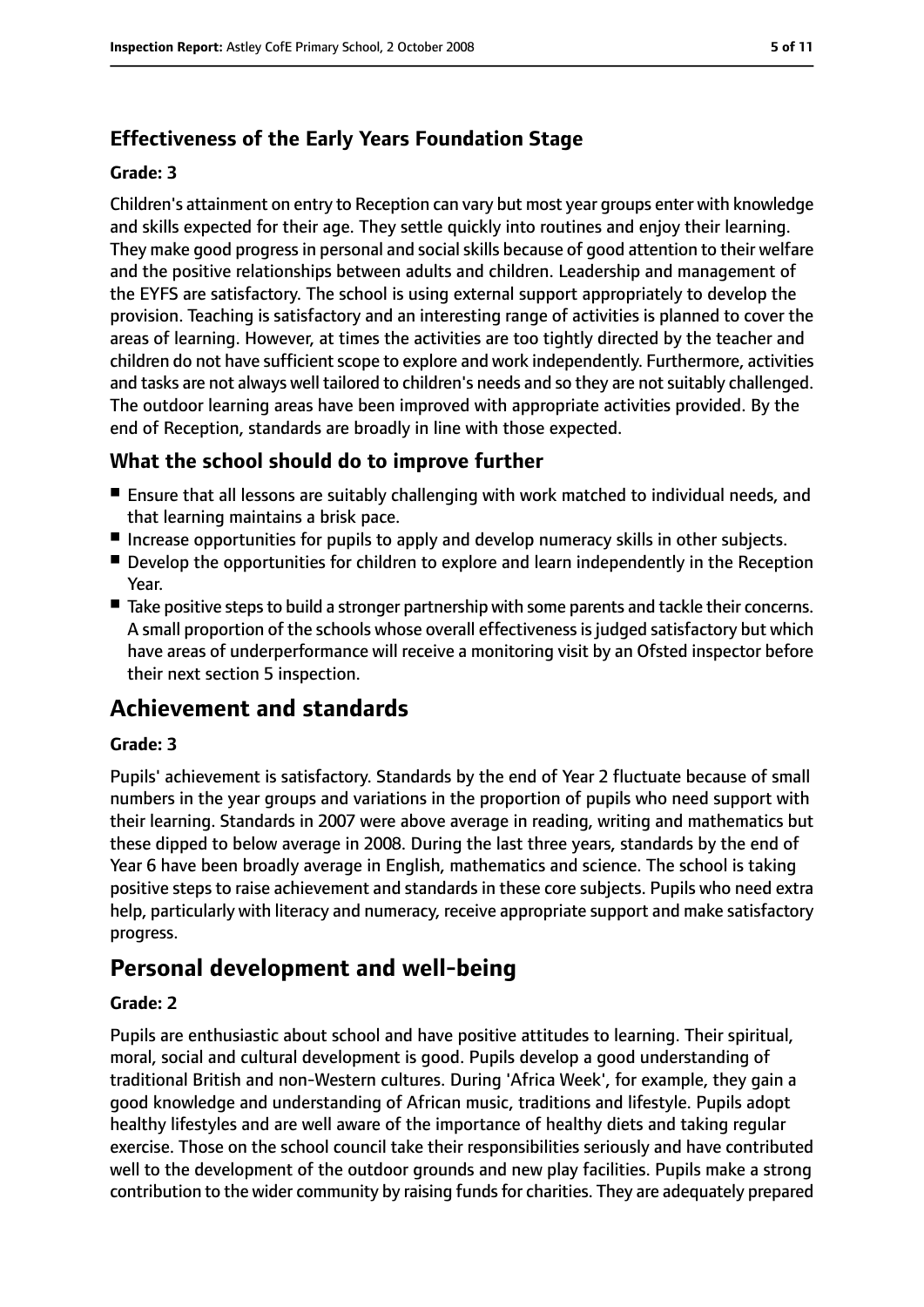### Effectiveness of the Early Years Foundation Stage

#### Grade: 3

Children's attainment on entry to Reception can vary but most year groups enter with knowledge and skills expected for their age. They settle quickly into routines and enjoy their learning. They make good progress in personal and social skills because of good attention to their welfare and the positive relationships between adults and children. Leadership and management of the EYFS are satisfactory. The school is using external support appropriately to develop the provision. Teaching is satisfactory and an interesting range of activities is planned to cover the areas of learning. However, at times the activities are too tightly directed by the teacher and children do not have sufficient scope to explore and work independently. Furthermore, activities and tasks are not always well tailored to children's needs and so they are not suitably challenged. The outdoor learning areas have been improved with appropriate activities provided. By the end of Reception, standards are broadly in line with those expected.

### What the school should do to improve further

- Ensure that all lessons are suitably challenging with work matched to individual needs, and that learning maintains a brisk pace.
- Increase opportunities for pupils to apply and develop numeracy skills in other subjects.
- Develop the opportunities for children to explore and learn independently in the Reception Year.
- Take positive steps to build a stronger partnership with some parents and tackle their concerns.

A small proportion of the schools whose overall effectiveness is judged satisfactory but which have areas of underperformance will receive a monitoring visit by an Ofsted inspector before their next section 5 inspection.

## Achievement and standards

#### Grade: 3

Pupils' achievement is satisfactory. Standards by the end of Year 2 fluctuate because of small numbers in the year groups and variations in the proportion of pupils who need support with their learning. Standards in 2007 were above average in reading, writing and mathematics but these dipped to below average in 2008. During the last three years, standards by the end of Year 6 have been broadly average in English, mathematics and science. The school is taking positive steps to raise achievement and standards in these core subjects. Pupils who need extra help, particularly with literacy and numeracy, receive appropriate support and make satisfactory progress.

## Personal development and well-being

#### Grade: 2

Pupils are enthusiastic about school and have positive attitudes to learning. Their spiritual, moral, social and cultural development is good. Pupils develop a good understanding of traditional British and non-Western cultures. During 'Africa Week', for example, they gain a good knowledge and understanding of African music, traditions and lifestyle. Pupils adopt healthy lifestyles and are well aware of the importance of healthy diets and taking regular exercise. Those on the school council take their responsibilities seriously and have contributed well to the development of the outdoor grounds and new play facilities. Pupils make a strong contribution to the wider community by raising funds for charities. They are adequately prepared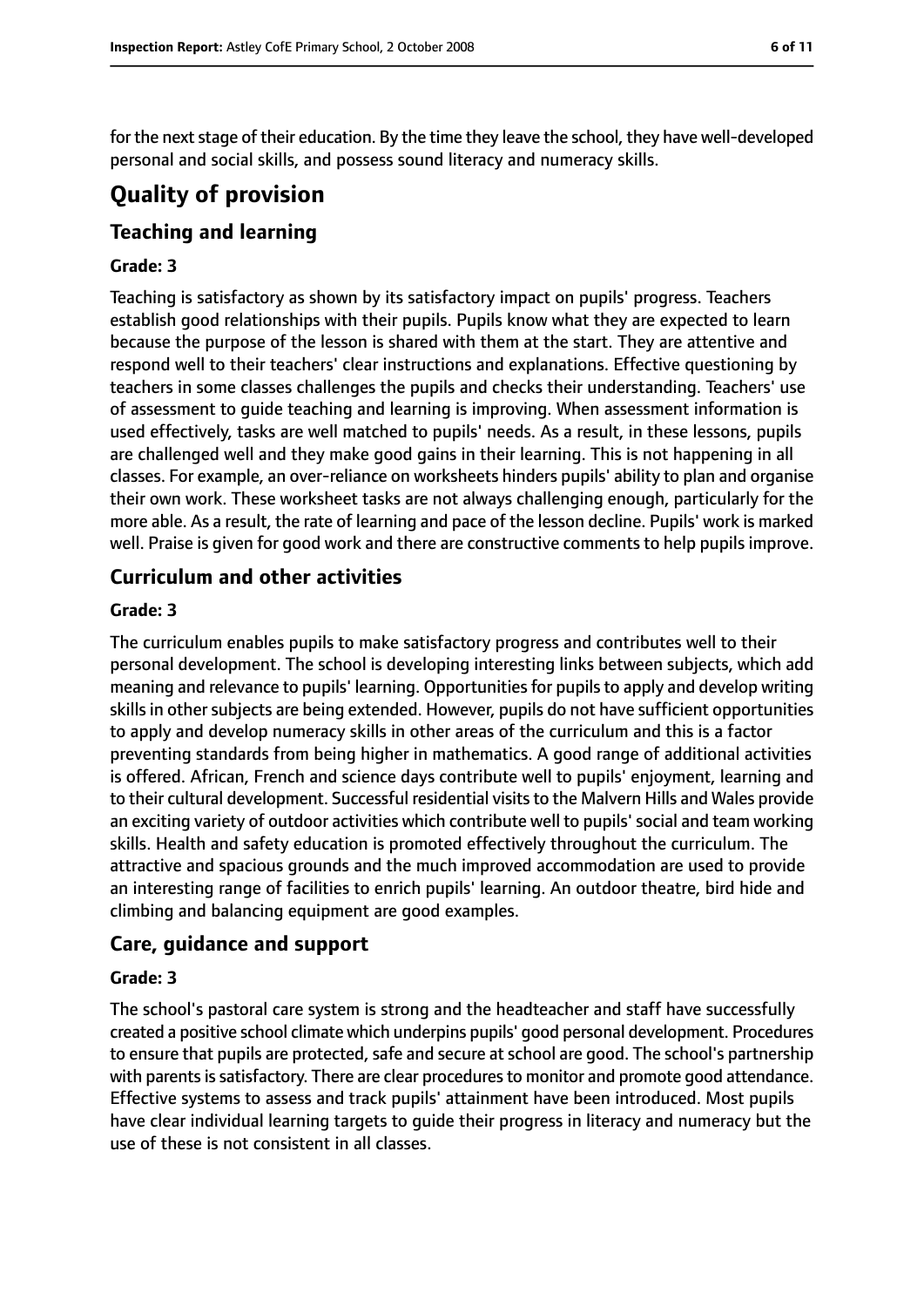for the next stage of their education. By the time they leave the school, they have well-developed personal and social skills, and possess sound literacy and numeracy skills.

# Quality of provision

## Teaching and learning

**Grade: 3**

Teaching is satisfactory as shown by its satisfactory impact on pupils' progress. Teachers establish good relationships with their pupils. Pupils know what they are expected to learn because the purpose of the lesson is shared with them at the start. They are attentive and respond well to their teachers' clear instructions and explanations. Effective questioning by teachers in some classes challenges the pupils and checks their understanding. Teachers' use of assessment to guide teaching and learning is improving. When assessment information is used effectively, tasks are well matched to pupils' needs. As a result, in these lessons, pupils are challenged well and they make good gains in their learning. This is not happening in all classes. For example, an over-reliance on worksheets hinders pupils' ability to plan and organise their own work. These worksheet tasks are not always challenging enough, particularly for the more able. As a result, the rate of learning and pace of the lesson decline. Pupils' work is marked well. Praise is given for good work and there are constructive comments to help pupils improve.

## Curriculum and other activities

**Grade: 3**

The curriculum enables pupils to make satisfactory progress and contributes well to their personal development. The school is developing interesting links between subjects, which add meaning and relevance to pupils' learning. Opportunities for pupils to apply and develop writing skills in other subjects are being extended. However, pupils do not have sufficient opportunities to apply and develop numeracy skills in other areas of the curriculum and this is a factor preventing standards from being higher in mathematics. A good range of additional activities is offered. African, French and science days contribute well to pupils' enjoyment, learning and to their cultural development. Successful residential visits to the Malvern Hills and Wales provide an exciting variety of outdoor activities which contribute well to pupils' social and team working skills. Health and safety education is promoted effectively throughout the curriculum. The attractive and spacious grounds and the much improved accommodation are used to provide an interesting range of facilities to enrich pupils' learning. An outdoor theatre, bird hide and climbing and balancing equipment are good examples.

## Care, guidance and support

**Grade: 3**

The school's pastoral care system is strong and the headteacher and staff have successfully created a positive school climate which underpins pupils' good personal development. Procedures to ensure that pupils are protected, safe and secure at school are good. The school's partnership with parents is satisfactory. There are clear procedures to monitor and promote good attendance. Effective systems to assess and track pupils' attainment have been introduced. Most pupils have clear individual learning targets to guide their progress in literacy and numeracy but the use of these is not consistent in all classes.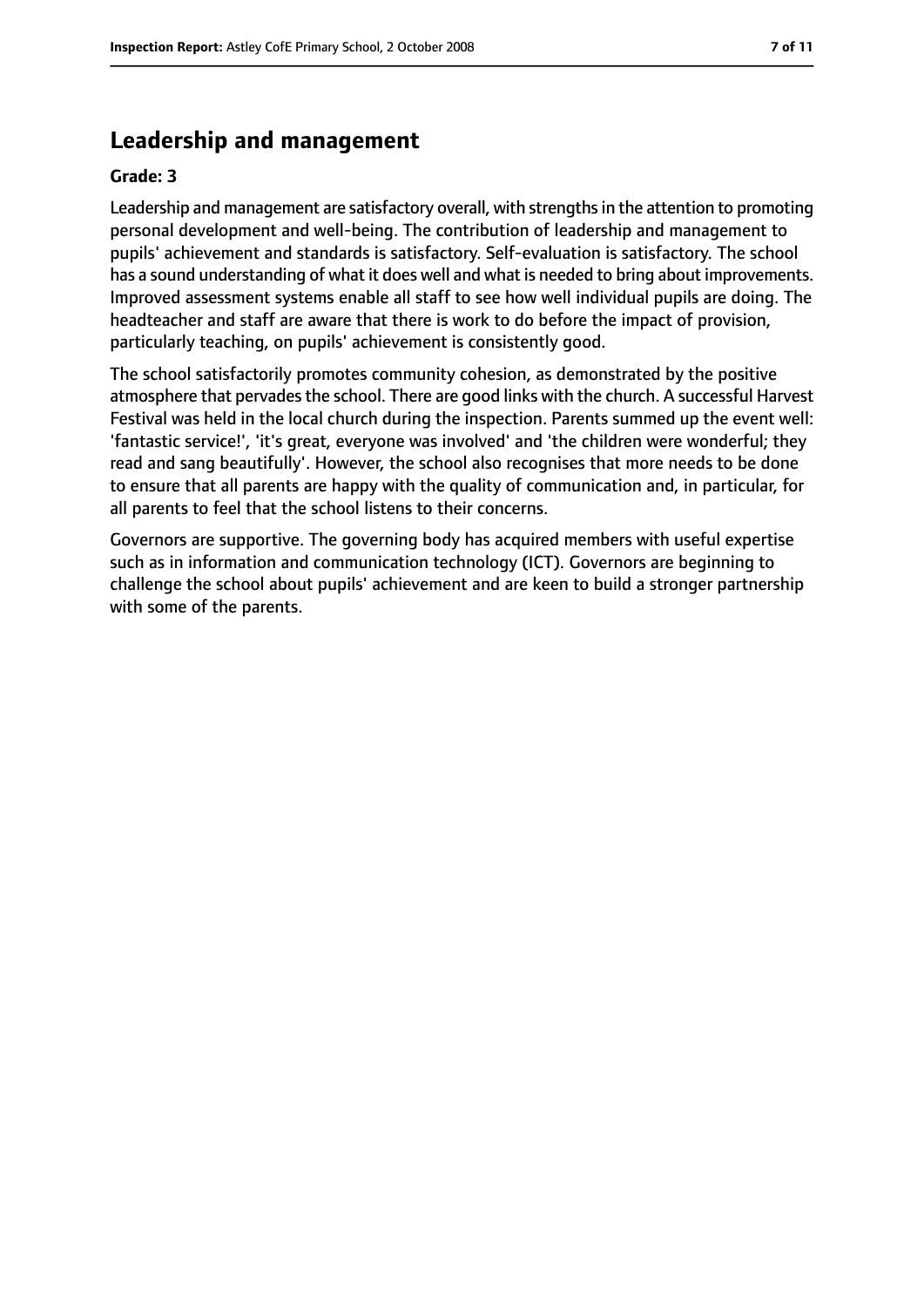## Leadership and management

**Grade: 3**

Leadership and management are satisfactory overall, with strengths in the attention to promoting personal development and well-being. The contribution of leadership and management to pupils' achievement and standards is satisfactory. Self-evaluation is satisfactory. The school has a sound understanding of what it does well and what is needed to bring about improvements. Improved assessment systems enable all staff to see how well individual pupils are doing. The headteacher and staff are aware that there is work to do before the impact of provision, particularly teaching, on pupils' achievement is consistently good.

The school satisfactorily promotes community cohesion, as demonstrated by the positive atmosphere that pervades the school. There are good links with the church. A successful Harvest Festival was held in the local church during the inspection. Parents summed up the event well: 'fantastic service!', 'it's great, everyone was involved' and 'the children were wonderful; they read and sang beautifully'. However, the school also recognises that more needs to be done to ensure that all parents are happy with the quality of communication and, in particular, for all parents to feel that the school listens to their concerns.

Governors are supportive. The governing body has acquired members with useful expertise such as in information and communication technology (ICT). Governors are beginning to challenge the school about pupils' achievement and are keen to build a stronger partnership with some of the parents.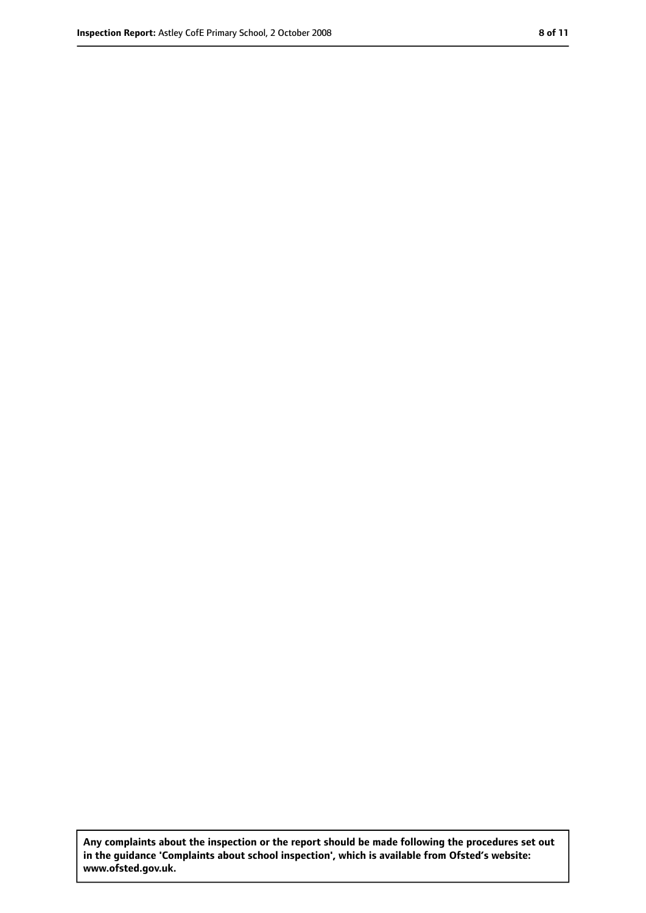**Any complaints about the inspection or the report should be made following the procedures set out in the guidance 'Complaints about school inspection', which is available from Ofsted's website: www.ofsted.gov.uk.**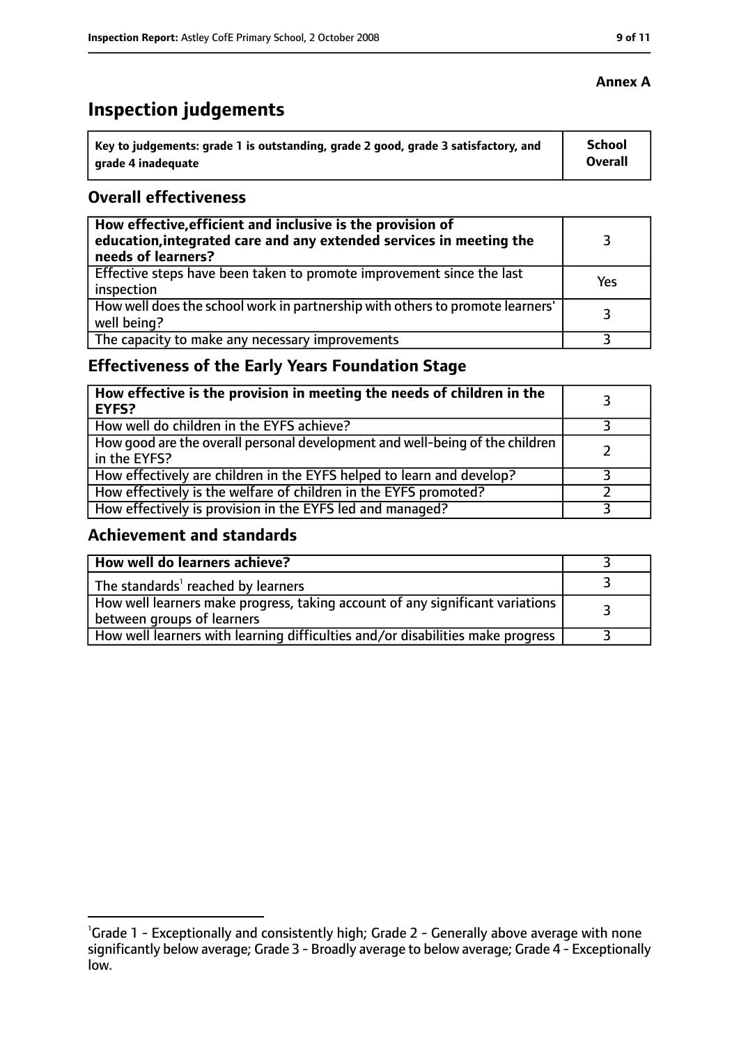**Annex A**

# Inspection judgements

| Key to judgements: grade 1 is outstanding, grade 2 good, grade 3 satisfactory, and grade 4 inadequate | School Overall |
|---|---|

## Overall effectiveness

| | |
|---|---|
| **How effective, efficient and inclusive is the provision of education, integrated care and any extended services in meeting the needs of learners?** | 3 |
| Effective steps have been taken to promote improvement since the last inspection | Yes |
| How well does the school work in partnership with others to promote learners' well being? | 3 |
| The capacity to make any necessary improvements | 3 |

## Effectiveness of the Early Years Foundation Stage

| | |
|---|---|
| **How effective is the provision in meeting the needs of children in the EYFS?** | 3 |
| How well do children in the EYFS achieve? | 3 |
| How good are the overall personal development and well-being of the children in the EYFS? | 2 |
| How effectively are children in the EYFS helped to learn and develop? | 3 |
| How effectively is the welfare of children in the EYFS promoted? | 2 |
| How effectively is provision in the EYFS led and managed? | 3 |

## Achievement and standards

| | |
|---|---|
| **How well do learners achieve?** | 3 |
| The standards[1] reached by learners | 3 |
| How well learners make progress, taking account of any significant variations between groups of learners | 3 |
| How well learners with learning difficulties and/or disabilities make progress | 3 |

[1]Grade 1 - Exceptionally and consistently high; Grade 2 - Generally above average with none significantly below average; Grade 3 - Broadly average to below average; Grade 4 - Exceptionally low.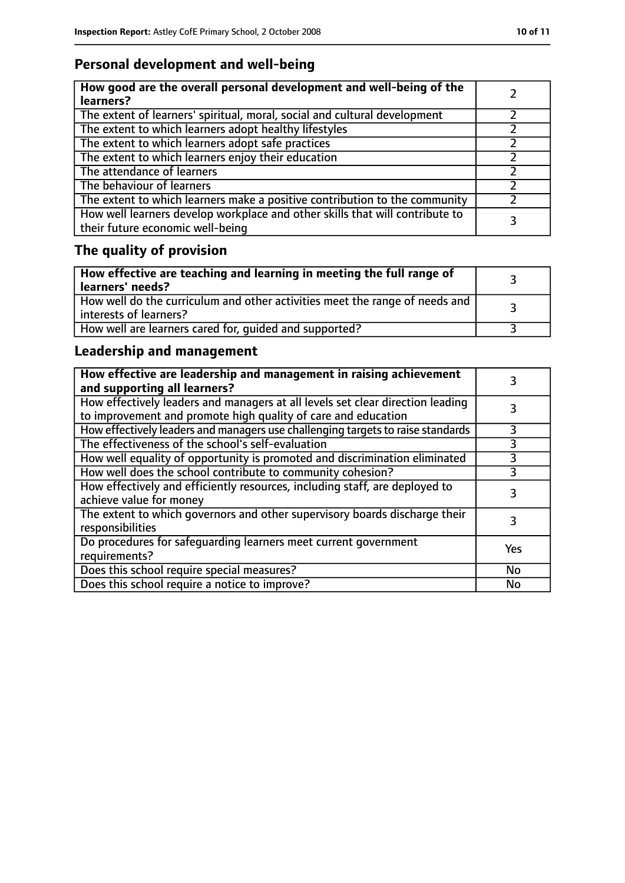## Personal development and well-being

| How good are the overall personal development and well-being of the learners? | 2 |
|---|---|
| The extent of learners' spiritual, moral, social and cultural development | 2 |
| The extent to which learners adopt healthy lifestyles | 2 |
| The extent to which learners adopt safe practices | 2 |
| The extent to which learners enjoy their education | 2 |
| The attendance of learners | 2 |
| The behaviour of learners | 2 |
| The extent to which learners make a positive contribution to the community | 2 |
| How well learners develop workplace and other skills that will contribute to their future economic well-being | 3 |

## The quality of provision

| How effective are teaching and learning in meeting the full range of learners' needs? | 3 |
|---|---|
| How well do the curriculum and other activities meet the range of needs and interests of learners? | 3 |
| How well are learners cared for, guided and supported? | 3 |

## Leadership and management

| How effective are leadership and management in raising achievement and supporting all learners? | 3 |
|---|---|
| How effectively leaders and managers at all levels set clear direction leading to improvement and promote high quality of care and education | 3 |
| How effectively leaders and managers use challenging targets to raise standards | 3 |
| The effectiveness of the school's self-evaluation | 3 |
| How well equality of opportunity is promoted and discrimination eliminated | 3 |
| How well does the school contribute to community cohesion? | 3 |
| How effectively and efficiently resources, including staff, are deployed to achieve value for money | 3 |
| The extent to which governors and other supervisory boards discharge their responsibilities | 3 |
| Do procedures for safeguarding learners meet current government requirements? | Yes |
| Does this school require special measures? | No |
| Does this school require a notice to improve? | No |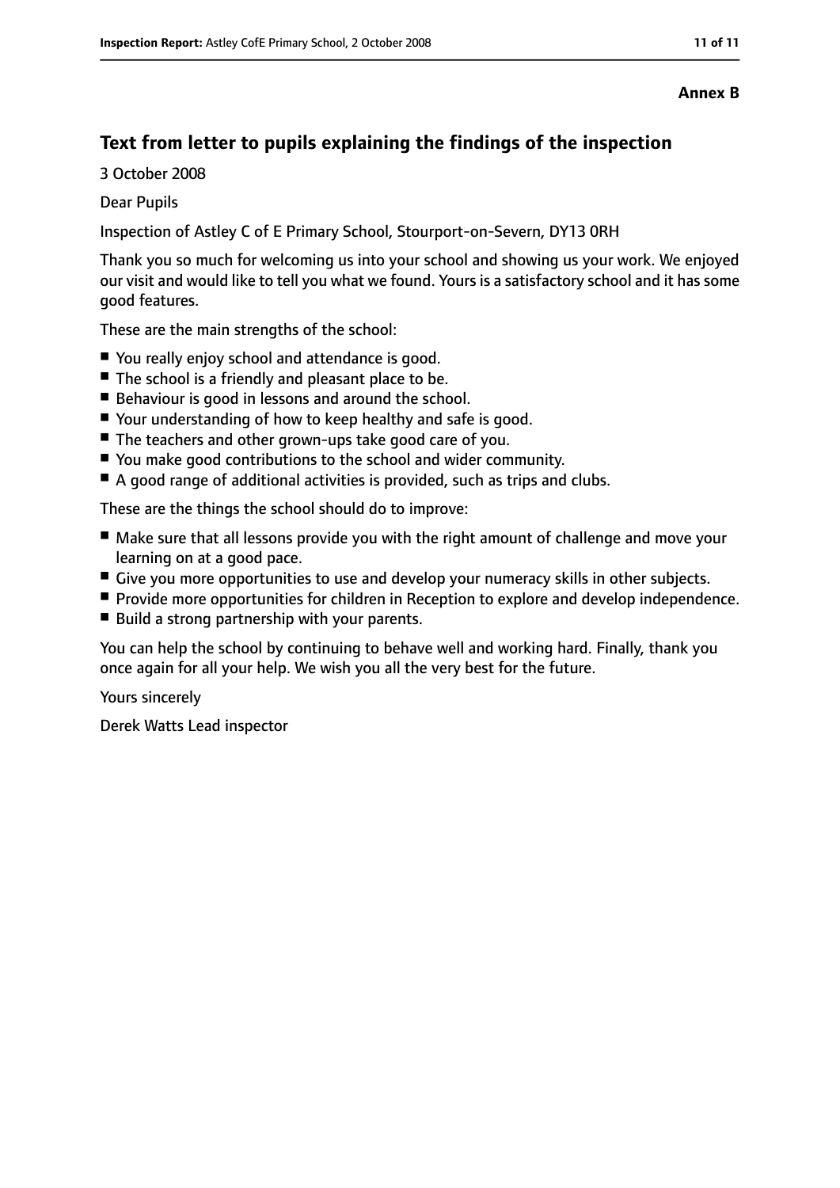**Annex B**

## Text from letter to pupils explaining the findings of the inspection

3 October 2008

Dear Pupils

Inspection of Astley C of E Primary School, Stourport-on-Severn, DY13 0RH

Thank you so much for welcoming us into your school and showing us your work. We enjoyed our visit and would like to tell you what we found. Yours is a satisfactory school and it has some good features.

These are the main strengths of the school:

- You really enjoy school and attendance is good.
- The school is a friendly and pleasant place to be.
- Behaviour is good in lessons and around the school.
- Your understanding of how to keep healthy and safe is good.
- The teachers and other grown-ups take good care of you.
- You make good contributions to the school and wider community.
- A good range of additional activities is provided, such as trips and clubs.

These are the things the school should do to improve:

- Make sure that all lessons provide you with the right amount of challenge and move your learning on at a good pace.
- Give you more opportunities to use and develop your numeracy skills in other subjects.
- Provide more opportunities for children in Reception to explore and develop independence.
- Build a strong partnership with your parents.

You can help the school by continuing to behave well and working hard. Finally, thank you once again for all your help. We wish you all the very best for the future.

Yours sincerely

Derek Watts Lead inspector